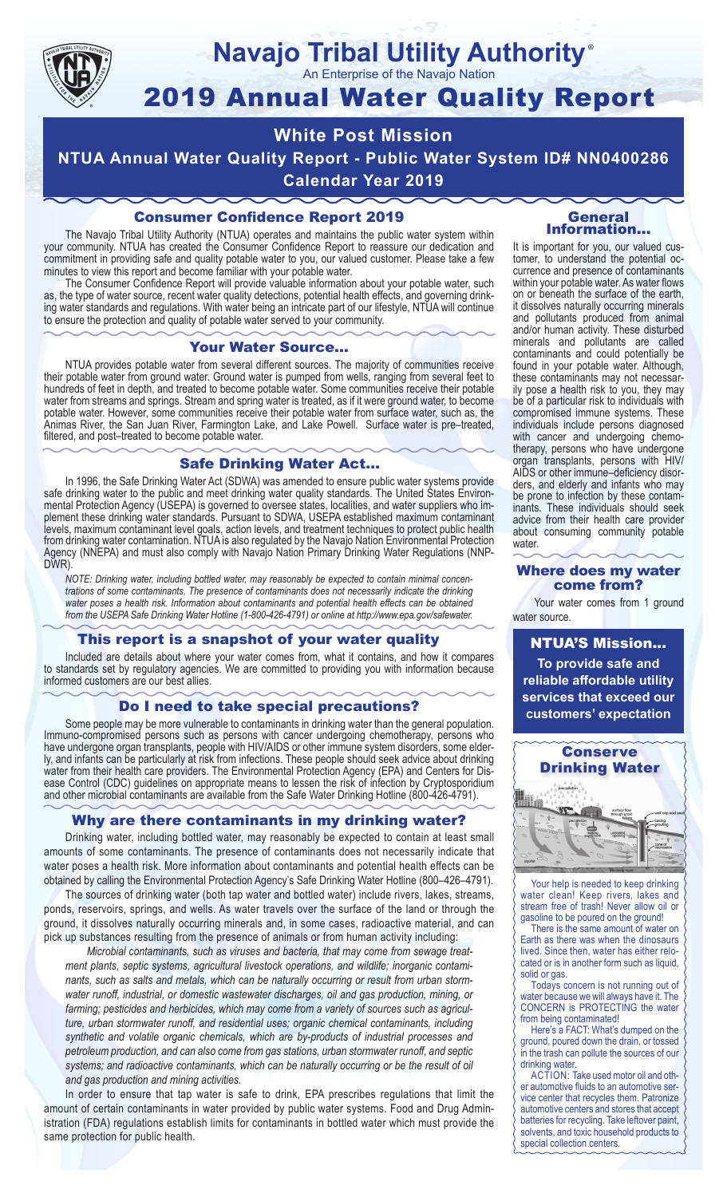# Navajo Tribal Utility Authority®

An Enterprise of the Navajo Nation

# 2019 Annual Water Quality Report

## White Post Mission

## NTUA Annual Water Quality Report - Public Water System ID# NN0400286

## Calendar Year 2019

### Consumer Confidence Report 2019

The Navajo Tribal Utility Authority (NTUA) operates and maintains the public water system within your community. NTUA has created the Consumer Confidence Report to reassure our dedication and commitment in providing safe and quality potable water to you, our valued customer. Please take a few minutes to view this report and become familiar with your potable water.

The Consumer Confidence Report will provide valuable information about your potable water, such as, the type of water source, recent water quality detections, potential health effects, and governing drinking water standards and regulations. With water being an intricate part of our lifestyle, NTUA will continue to ensure the protection and quality of potable water served to your community.

### Your Water Source…

NTUA provides potable water from several different sources. The majority of communities receive their potable water from ground water. Ground water is pumped from wells, ranging from several feet to hundreds of feet in depth, and treated to become potable water. Some communities receive their potable water from streams and springs. Stream and spring water is treated, as if it were ground water, to become potable water. However, some communities receive their potable water from surface water, such as, the Animas River, the San Juan River, Farmington Lake, and Lake Powell. Surface water is pre–treated, filtered, and post–treated to become potable water.

### Safe Drinking Water Act…

In 1996, the Safe Drinking Water Act (SDWA) was amended to ensure public water systems provide safe drinking water to the public and meet drinking water quality standards. The United States Environmental Protection Agency (USEPA) is governed to oversee states, localities, and water suppliers who implement these drinking water standards. Pursuant to SDWA, USEPA established maximum contaminant levels, maximum contaminant level goals, action levels, and treatment techniques to protect public health from drinking water contamination. NTUA is also regulated by the Navajo Nation Environmental Protection Agency (NNEPA) and must also comply with Navajo Nation Primary Drinking Water Regulations (NNPDWR).

*NOTE: Drinking water, including bottled water, may reasonably be expected to contain minimal concentrations of some contaminants. The presence of contaminants does not necessarily indicate the drinking water poses a health risk. Information about contaminants and potential health effects can be obtained from the USEPA Safe Drinking Water Hotline (1-800-426-4791) or online at http://www.epa.gov/safewater.*

### This report is a snapshot of your water quality

Included are details about where your water comes from, what it contains, and how it compares to standards set by regulatory agencies. We are committed to providing you with information because informed customers are our best allies.

### Do I need to take special precautions?

Some people may be more vulnerable to contaminants in drinking water than the general population. Immuno-compromised persons such as persons with cancer undergoing chemotherapy, persons who have undergone organ transplants, people with HIV/AIDS or other immune system disorders, some elderly, and infants can be particularly at risk from infections. These people should seek advice about drinking water from their health care providers. The Environmental Protection Agency (EPA) and Centers for Disease Control (CDC) guidelines on appropriate means to lessen the risk of infection by Cryptosporidium and other microbial contaminants are available from the Safe Water Drinking Hotline (800-426-4791).

### Why are there contaminants in my drinking water?

Drinking water, including bottled water, may reasonably be expected to contain at least small amounts of some contaminants. The presence of contaminants does not necessarily indicate that water poses a health risk. More information about contaminants and potential health effects can be obtained by calling the Environmental Protection Agency's Safe Drinking Water Hotline (800–426–4791).

The sources of drinking water (both tap water and bottled water) include rivers, lakes, streams, ponds, reservoirs, springs, and wells. As water travels over the surface of the land or through the ground, it dissolves naturally occurring minerals and, in some cases, radioactive material, and can pick up substances resulting from the presence of animals or from human activity including:

*Microbial contaminants, such as viruses and bacteria, that may come from sewage treatment plants, septic systems, agricultural livestock operations, and wildlife; inorganic contaminants, such as salts and metals, which can be naturally occurring or result from urban stormwater runoff, industrial, or domestic wastewater discharges, oil and gas production, mining, or farming; pesticides and herbicides, which may come from a variety of sources such as agriculture, urban stormwater runoff, and residential uses; organic chemical contaminants, including synthetic and volatile organic chemicals, which are by-products of industrial processes and petroleum production, and can also come from gas stations, urban stormwater runoff, and septic systems; and radioactive contaminants, which can be naturally occurring or be the result of oil and gas production and mining activities.*

In order to ensure that tap water is safe to drink, EPA prescribes regulations that limit the amount of certain contaminants in water provided by public water systems. Food and Drug Administration (FDA) regulations establish limits for contaminants in bottled water which must provide the same protection for public health.

### General Information…

It is important for you, our valued customer, to understand the potential occurrence and presence of contaminants within your potable water. As water flows on or beneath the surface of the earth, it dissolves naturally occurring minerals and pollutants produced from animal and/or human activity. These disturbed minerals and pollutants are called contaminants and could potentially be found in your potable water. Although, these contaminants may not necessarily pose a health risk to you, they may be of a particular risk to individuals with compromised immune systems. These individuals include persons diagnosed with cancer and undergoing chemotherapy, persons who have undergone organ transplants, persons with HIV/AIDS or other immune–deficiency disorders, and elderly and infants who may be prone to infection by these contaminants. These individuals should seek advice from their health care provider about consuming community potable water.

### Where does my water come from?

Your water comes from 1 ground water source.

### NTUA'S Mission…

**To provide safe and reliable affordable utility services that exceed our customers' expectation**

### Conserve Drinking Water

Your help is needed to keep drinking water clean! Keep rivers, lakes and stream free of trash! Never allow oil or gasoline to be poured on the ground!

There is the same amount of water on Earth as there was when the dinosaurs lived. Since then, water has either relocated or is in another form such as liquid, solid or gas.

Todays concern is not running out of water because we will always have it. The CONCERN is PROTECTING the water from being contaminated!

Here's a FACT: What's dumped on the ground, poured down the drain, or tossed in the trash can pollute the sources of our drinking water.

ACTION: Take used motor oil and other automotive fluids to an automotive service center that recycles them. Patronize automotive centers and stores that accept batteries for recycling. Take leftover paint, solvents, and toxic household products to special collection centers.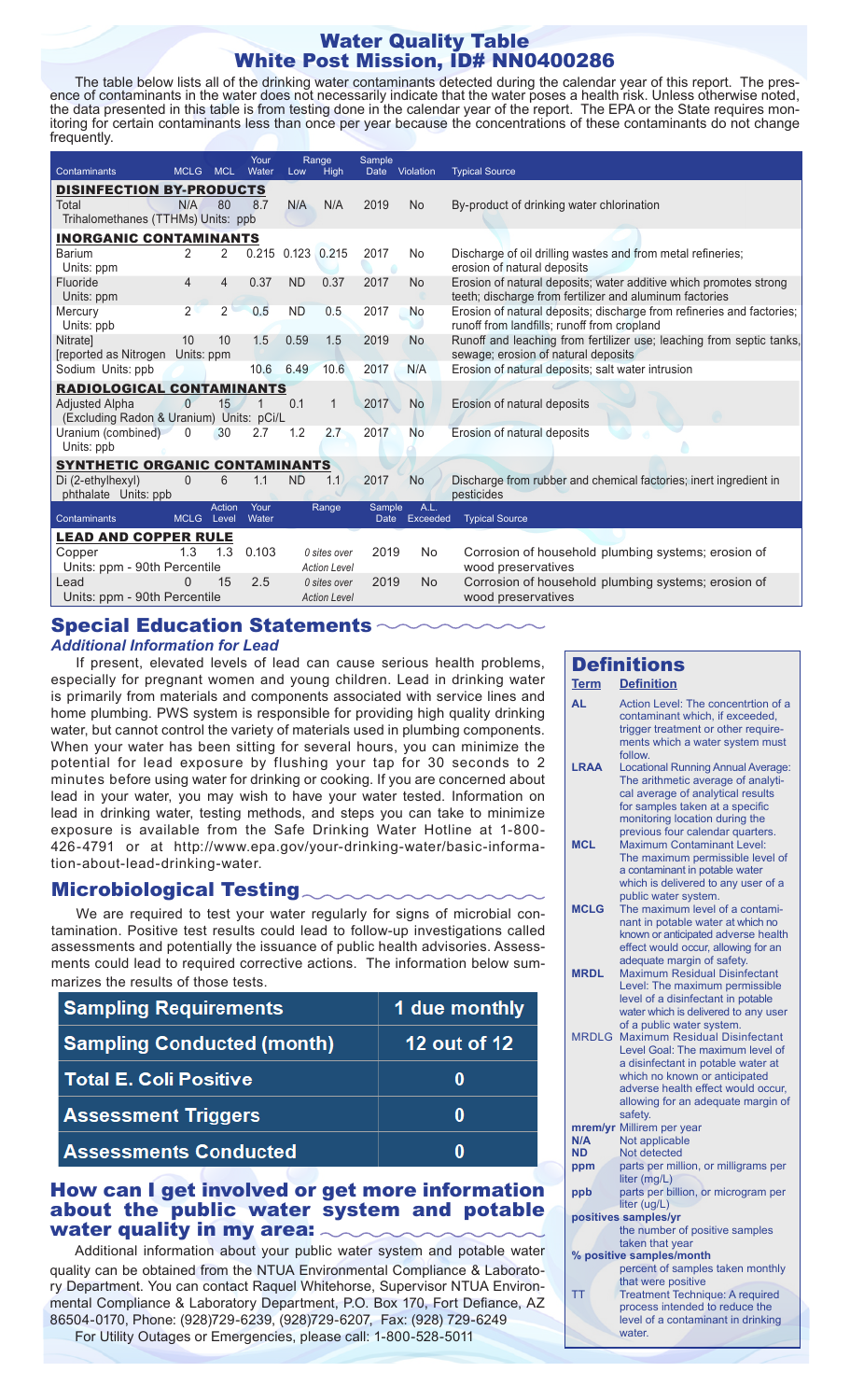# Water Quality Table
# White Post Mission, ID# NN0400286

The table below lists all of the drinking water contaminants detected during the calendar year of this report. The presence of contaminants in the water does not necessarily indicate that the water poses a health risk. Unless otherwise noted, the data presented in this table is from testing done in the calendar year of the report. The EPA or the State requires monitoring for certain contaminants less than once per year because the concentrations of these contaminants do not change frequently.

| Contaminants | MCLG | MCL | Your Water | Range Low | Range High | Sample Date | Violation | Typical Source |
|---|---|---|---|---|---|---|---|---|
| **DISINFECTION BY-PRODUCTS** | | | | | | | | |
| Total Trihalomethanes (TTHMs) Units: ppb | N/A | 80 | 8.7 | N/A | N/A | 2019 | No | By-product of drinking water chlorination |
| **INORGANIC CONTAMINANTS** | | | | | | | | |
| Barium Units: ppm | 2 | 2 | 0.215 | 0.123 | 0.215 | 2017 | No | Discharge of oil drilling wastes and from metal refineries; erosion of natural deposits |
| Fluoride Units: ppm | 4 | 4 | 0.37 | ND | 0.37 | 2017 | No | Erosion of natural deposits; water additive which promotes strong teeth; discharge from fertilizer and aluminum factories |
| Mercury Units: ppb | 2 | 2 | 0.5 | ND | 0.5 | 2017 | No | Erosion of natural deposits; discharge from refineries and factories; runoff from landfills; runoff from cropland |
| Nitrate] [reported as Nitrogen Units: ppm | 10 | 10 | 1.5 | 0.59 | 1.5 | 2019 | No | Runoff and leaching from fertilizer use; leaching from septic tanks, sewage; erosion of natural deposits |
| Sodium Units: ppb | | | 10.6 | 6.49 | 10.6 | 2017 | N/A | Erosion of natural deposits; salt water intrusion |
| **RADIOLOGICAL CONTAMINANTS** | | | | | | | | |
| Adjusted Alpha (Excluding Radon & Uranium) Units: pCi/L | 0 | 15 | 1 | 0.1 | 1 | 2017 | No | Erosion of natural deposits |
| Uranium (combined) Units: ppb | 0 | 30 | 2.7 | 1.2 | 2.7 | 2017 | No | Erosion of natural deposits |
| **SYNTHETIC ORGANIC CONTAMINANTS** | | | | | | | | |
| Di (2-ethylhexyl) phthalate Units: ppb | 0 | 6 | 1.1 | ND | 1.1 | 2017 | No | Discharge from rubber and chemical factories; inert ingredient in pesticides |

| Contaminants | MCLG | Action Level | Your Water | Range | Sample Date | A.L. Exceeded | Typical Source |
|---|---|---|---|---|---|---|---|
| **LEAD AND COPPER RULE** | | | | | | | |
| Copper Units: ppm - 90th Percentile | 1.3 | 1.3 | 0.103 | *0 sites over Action Level* | 2019 | No | Corrosion of household plumbing systems; erosion of wood preservatives |
| Lead Units: ppm - 90th Percentile | 0 | 15 | 2.5 | *0 sites over Action Level* | 2019 | No | Corrosion of household plumbing systems; erosion of wood preservatives |

## Special Education Statements

### *Additional Information for Lead*

If present, elevated levels of lead can cause serious health problems, especially for pregnant women and young children. Lead in drinking water is primarily from materials and components associated with service lines and home plumbing. PWS system is responsible for providing high quality drinking water, but cannot control the variety of materials used in plumbing components. When your water has been sitting for several hours, you can minimize the potential for lead exposure by flushing your tap for 30 seconds to 2 minutes before using water for drinking or cooking. If you are concerned about lead in your water, you may wish to have your water tested. Information on lead in drinking water, testing methods, and steps you can take to minimize exposure is available from the Safe Drinking Water Hotline at 1-800-426-4791 or at http://www.epa.gov/your-drinking-water/basic-information-about-lead-drinking-water.

## Microbiological Testing

We are required to test your water regularly for signs of microbial contamination. Positive test results could lead to follow-up investigations called assessments and potentially the issuance of public health advisories. Assessments could lead to required corrective actions. The information below summarizes the results of those tests.

| | |
|---|---|
| Sampling Requirements | 1 due monthly |
| Sampling Conducted (month) | 12 out of 12 |
| Total E. Coli Positive | 0 |
| Assessment Triggers | 0 |
| Assessments Conducted | 0 |

## How can I get involved or get more information about the public water system and potable water quality in my area:

Additional information about your public water system and potable water quality can be obtained from the NTUA Environmental Compliance & Laboratory Department. You can contact Raquel Whitehorse, Supervisor NTUA Environmental Compliance & Laboratory Department, P.O. Box 170, Fort Defiance, AZ 86504-0170, Phone: (928)729-6239, (928)729-6207, Fax: (928) 729-6249

For Utility Outages or Emergencies, please call: 1-800-528-5011

## Definitions

| Term | Definition |
|---|---|
| AL | Action Level: The concentrtion of a contaminant which, if exceeded, trigger treatment or other requirements which a water system must follow. |
| LRAA | Locational Running Annual Average: The arithmetic average of analytical average of analytical results for samples taken at a specific monitoring location during the previous four calendar quarters. |
| MCL | Maximum Contaminant Level: The maximum permissible level of a contaminant in potable water which is delivered to any user of a public water system. |
| MCLG | The maximum level of a contaminant in potable water at which no known or anticipated adverse health effect would occur, allowing for an adequate margin of safety. |
| MRDL | Maximum Residual Disinfectant Level: The maximum permissible level of a disinfectant in potable water which is delivered to any user of a public water system. |
| MRDLG | Maximum Residual Disinfectant Level Goal: The maximum level of a disinfectant in potable water at which no known or anticipated adverse health effect would occur, allowing for an adequate margin of safety. |
| mrem/yr | Millirem per year |
| N/A | Not applicable |
| ND | Not detected |
| ppm | parts per million, or milligrams per liter (mg/L) |
| ppb | parts per billion, or microgram per liter (ug/L) |
| positives samples/yr | the number of positive samples taken that year |
| % positive samples/month | percent of samples taken monthly that were positive |
| TT | Treatment Technique: A required process intended to reduce the level of a contaminant in drinking water. |